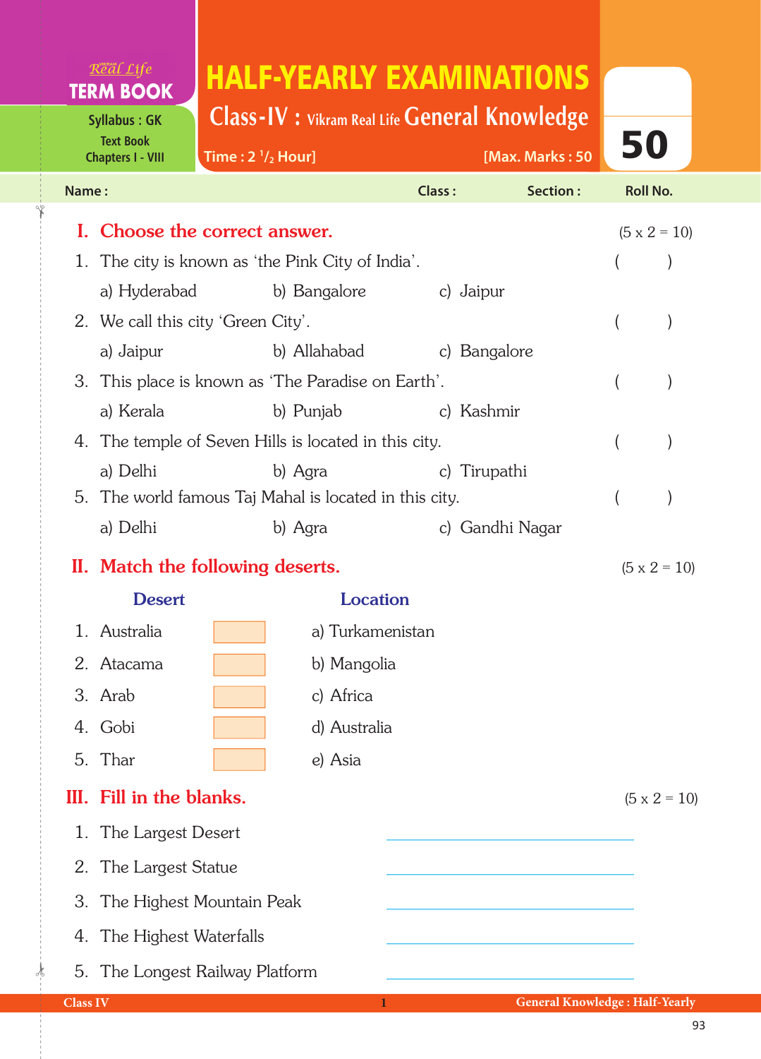Real Life
**TERM BOOK**

Syllabus : GK
Text Book
Chapters I - VIII

# HALF-YEARLY EXAMINATIONS

## Class-IV : Vikram Real Life General Knowledge

Time : 2 $^1/_2$ Hour] [Max. Marks : 50

**50**

Name : Class : Section : Roll No.

## I. Choose the correct answer. (5 x 2 = 10)

1. The city is known as 'the Pink City of India'. ( )
   a) Hyderabad b) Bangalore c) Jaipur
2. We call this city 'Green City'. ( )
   a) Jaipur b) Allahabad c) Bangalore
3. This place is known as 'The Paradise on Earth'. ( )
   a) Kerala b) Punjab c) Kashmir
4. The temple of Seven Hills is located in this city. ( )
   a) Delhi b) Agra c) Tirupathi
5. The world famous Taj Mahal is located in this city. ( )
   a) Delhi b) Agra c) Gandhi Nagar

## II. Match the following deserts. (5 x 2 = 10)

| Desert | | Location |
|---|---|---|
| 1. Australia | | a) Turkamenistan |
| 2. Atacama | | b) Mangolia |
| 3. Arab | | c) Africa |
| 4. Gobi | | d) Australia |
| 5. Thar | | e) Asia |

## III. Fill in the blanks. (5 x 2 = 10)

1. The Largest Desert ____________________
2. The Largest Statue ____________________
3. The Highest Mountain Peak ____________________
4. The Highest Waterfalls ____________________
5. The Longest Railway Platform ____________________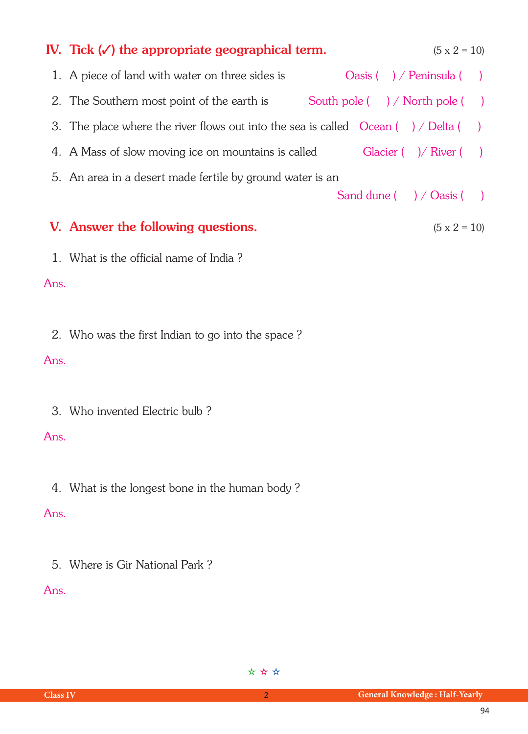## IV. Tick (✓) the appropriate geographical term. (5 x 2 = 10)

1. A piece of land with water on three sides is Oasis (   ) / Peninsula (   )
2. The Southern most point of the earth is South pole (   ) / North pole (   )
3. The place where the river flows out into the sea is called Ocean (   ) / Delta (   )
4. A Mass of slow moving ice on mountains is called Glacier (   )/ River (   )
5. An area in a desert made fertile by ground water is an Sand dune (   ) / Oasis (   )

## V. Answer the following questions. (5 x 2 = 10)

1. What is the official name of India ?

Ans.

2. Who was the first Indian to go into the space ?

Ans.

3. Who invented Electric bulb ?

Ans.

4. What is the longest bone in the human body ?

Ans.

5. Where is Gir National Park ?

Ans.

☆ ☆ ☆